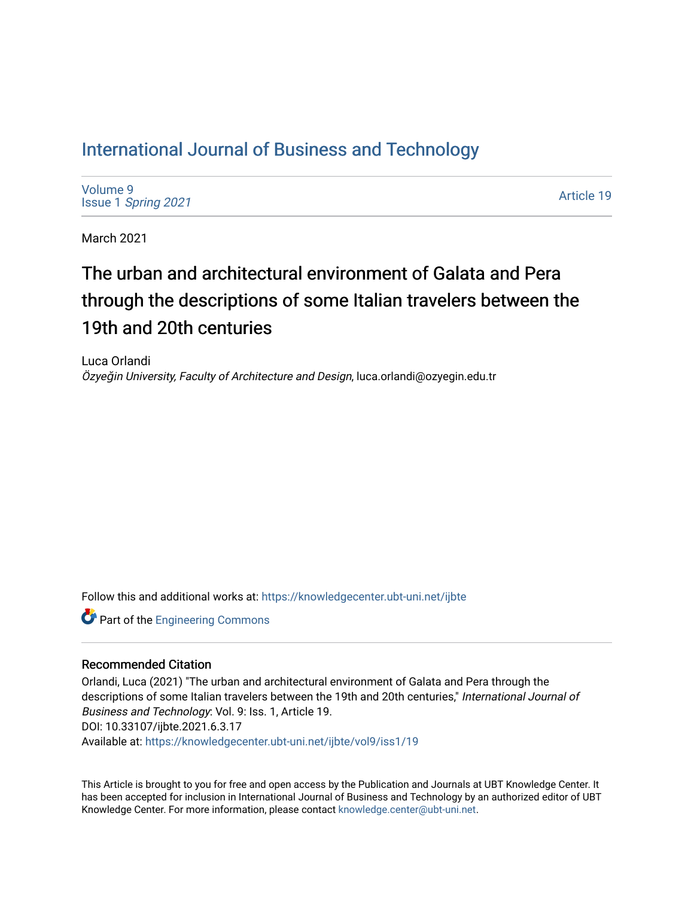# International Journal of Business and Technology

Volume 9
Issue 1 *Spring 2021*

Article 19

March 2021

## The urban and architectural environment of Galata and Pera through the descriptions of some Italian travelers between the 19th and 20th centuries

Luca Orlandi
*Özyeğin University, Faculty of Architecture and Design*, luca.orlandi@ozyegin.edu.tr

Follow this and additional works at: https://knowledgecenter.ubt-uni.net/ijbte

Part of the Engineering Commons

### Recommended Citation

Orlandi, Luca (2021) "The urban and architectural environment of Galata and Pera through the descriptions of some Italian travelers between the 19th and 20th centuries," *International Journal of Business and Technology*: Vol. 9: Iss. 1, Article 19.
DOI: 10.33107/ijbte.2021.6.3.17
Available at: https://knowledgecenter.ubt-uni.net/ijbte/vol9/iss1/19

This Article is brought to you for free and open access by the Publication and Journals at UBT Knowledge Center. It has been accepted for inclusion in International Journal of Business and Technology by an authorized editor of UBT Knowledge Center. For more information, please contact knowledge.center@ubt-uni.net.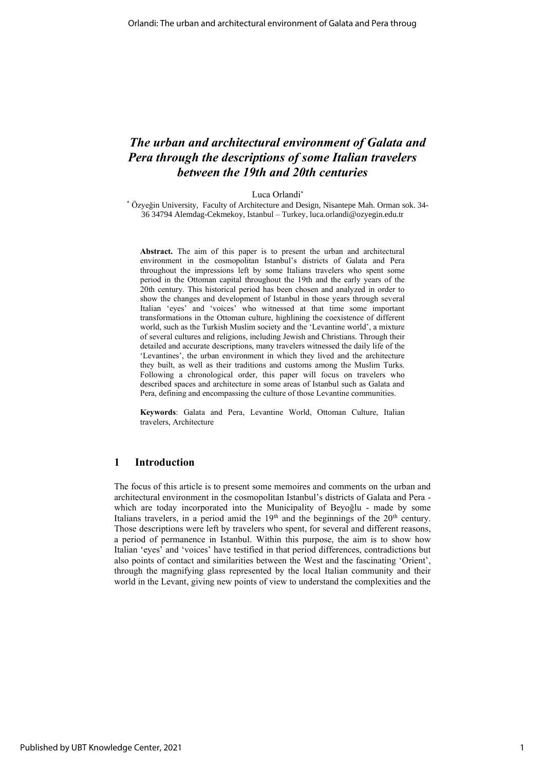# *The urban and architectural environment of Galata and Pera through the descriptions of some Italian travelers between the 19th and 20th centuries*

Luca Orlandi[*]

[*] Özyeğin University, Faculty of Architecture and Design, Nisantepe Mah. Orman sok. 34-36 34794 Alemdag-Cekmekoy, Istanbul – Turkey, luca.orlandi@ozyegin.edu.tr

**Abstract.** The aim of this paper is to present the urban and architectural environment in the cosmopolitan Istanbul's districts of Galata and Pera throughout the impressions left by some Italians travelers who spent some period in the Ottoman capital throughout the 19th and the early years of the 20th century. This historical period has been chosen and analyzed in order to show the changes and development of Istanbul in those years through several Italian 'eyes' and 'voices' who witnessed at that time some important transformations in the Ottoman culture, highlining the coexistence of different world, such as the Turkish Muslim society and the 'Levantine world', a mixture of several cultures and religions, including Jewish and Christians. Through their detailed and accurate descriptions, many travelers witnessed the daily life of the 'Levantines', the urban environment in which they lived and the architecture they built, as well as their traditions and customs among the Muslim Turks. Following a chronological order, this paper will focus on travelers who described spaces and architecture in some areas of Istanbul such as Galata and Pera, defining and encompassing the culture of those Levantine communities.

**Keywords**: Galata and Pera, Levantine World, Ottoman Culture, Italian travelers, Architecture

## 1 Introduction

The focus of this article is to present some memoires and comments on the urban and architectural environment in the cosmopolitan Istanbul's districts of Galata and Pera - which are today incorporated into the Municipality of Beyoğlu - made by some Italians travelers, in a period amid the 19th and the beginnings of the 20th century. Those descriptions were left by travelers who spent, for several and different reasons, a period of permanence in Istanbul. Within this purpose, the aim is to show how Italian 'eyes' and 'voices' have testified in that period differences, contradictions but also points of contact and similarities between the West and the fascinating 'Orient', through the magnifying glass represented by the local Italian community and their world in the Levant, giving new points of view to understand the complexities and the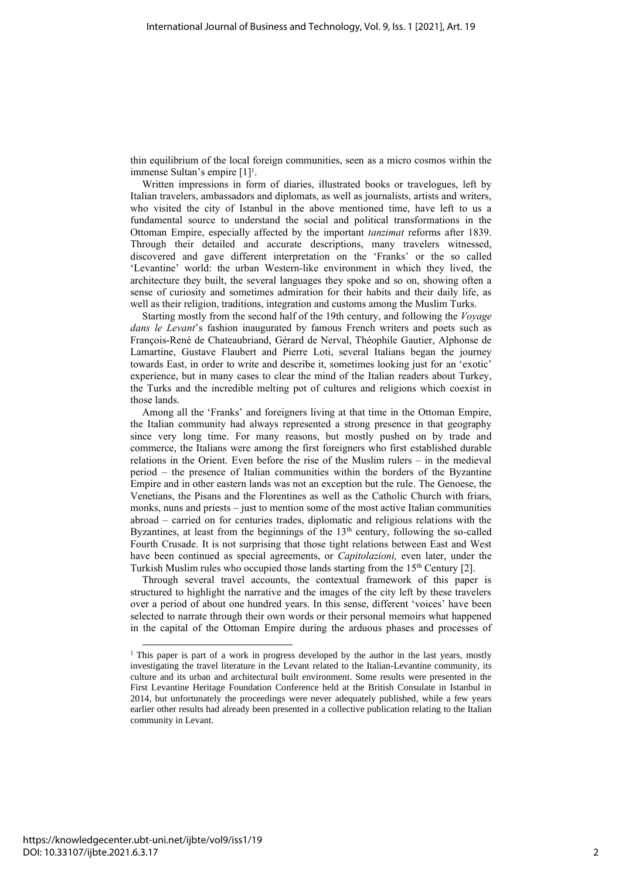thin equilibrium of the local foreign communities, seen as a micro cosmos within the immense Sultan's empire [1][1].

Written impressions in form of diaries, illustrated books or travelogues, left by Italian travelers, ambassadors and diplomats, as well as journalists, artists and writers, who visited the city of Istanbul in the above mentioned time, have left to us a fundamental source to understand the social and political transformations in the Ottoman Empire, especially affected by the important *tanzimat* reforms after 1839. Through their detailed and accurate descriptions, many travelers witnessed, discovered and gave different interpretation on the 'Franks' or the so called 'Levantine' world: the urban Western-like environment in which they lived, the architecture they built, the several languages they spoke and so on, showing often a sense of curiosity and sometimes admiration for their habits and their daily life, as well as their religion, traditions, integration and customs among the Muslim Turks.

Starting mostly from the second half of the 19th century, and following the *Voyage dans le Levant*'s fashion inaugurated by famous French writers and poets such as François-René de Chateaubriand, Gérard de Nerval, Théophile Gautier, Alphonse de Lamartine, Gustave Flaubert and Pierre Loti, several Italians began the journey towards East, in order to write and describe it, sometimes looking just for an 'exotic' experience, but in many cases to clear the mind of the Italian readers about Turkey, the Turks and the incredible melting pot of cultures and religions which coexist in those lands.

Among all the 'Franks' and foreigners living at that time in the Ottoman Empire, the Italian community had always represented a strong presence in that geography since very long time. For many reasons, but mostly pushed on by trade and commerce, the Italians were among the first foreigners who first established durable relations in the Orient. Even before the rise of the Muslim rulers – in the medieval period – the presence of Italian communities within the borders of the Byzantine Empire and in other eastern lands was not an exception but the rule. The Genoese, the Venetians, the Pisans and the Florentines as well as the Catholic Church with friars, monks, nuns and priests – just to mention some of the most active Italian communities abroad – carried on for centuries trades, diplomatic and religious relations with the Byzantines, at least from the beginnings of the 13th century, following the so-called Fourth Crusade. It is not surprising that those tight relations between East and West have been continued as special agreements, or *Capitolazioni,* even later, under the Turkish Muslim rules who occupied those lands starting from the 15th Century [2].

Through several travel accounts, the contextual framework of this paper is structured to highlight the narrative and the images of the city left by these travelers over a period of about one hundred years. In this sense, different 'voices' have been selected to narrate through their own words or their personal memoirs what happened in the capital of the Ottoman Empire during the arduous phases and processes of

[1] This paper is part of a work in progress developed by the author in the last years, mostly investigating the travel literature in the Levant related to the Italian-Levantine community, its culture and its urban and architectural built environment. Some results were presented in the First Levantine Heritage Foundation Conference held at the British Consulate in Istanbul in 2014, but unfortunately the proceedings were never adequately published, while a few years earlier other results had already been presented in a collective publication relating to the Italian community in Levant.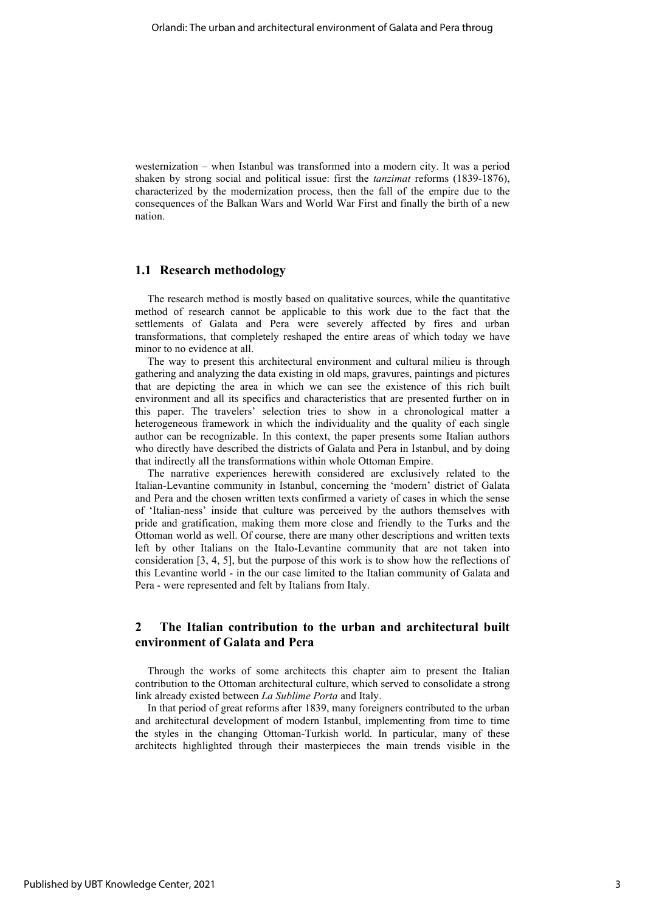westernization – when Istanbul was transformed into a modern city. It was a period shaken by strong social and political issue: first the *tanzimat* reforms (1839-1876), characterized by the modernization process, then the fall of the empire due to the consequences of the Balkan Wars and World War First and finally the birth of a new nation.

## 1.1 Research methodology

The research method is mostly based on qualitative sources, while the quantitative method of research cannot be applicable to this work due to the fact that the settlements of Galata and Pera were severely affected by fires and urban transformations, that completely reshaped the entire areas of which today we have minor to no evidence at all.

The way to present this architectural environment and cultural milieu is through gathering and analyzing the data existing in old maps, gravures, paintings and pictures that are depicting the area in which we can see the existence of this rich built environment and all its specifics and characteristics that are presented further on in this paper. The travelers' selection tries to show in a chronological matter a heterogeneous framework in which the individuality and the quality of each single author can be recognizable. In this context, the paper presents some Italian authors who directly have described the districts of Galata and Pera in Istanbul, and by doing that indirectly all the transformations within whole Ottoman Empire.

The narrative experiences herewith considered are exclusively related to the Italian-Levantine community in Istanbul, concerning the 'modern' district of Galata and Pera and the chosen written texts confirmed a variety of cases in which the sense of 'Italian-ness' inside that culture was perceived by the authors themselves with pride and gratification, making them more close and friendly to the Turks and the Ottoman world as well. Of course, there are many other descriptions and written texts left by other Italians on the Italo-Levantine community that are not taken into consideration [3, 4, 5], but the purpose of this work is to show how the reflections of this Levantine world - in the our case limited to the Italian community of Galata and Pera - were represented and felt by Italians from Italy.

# 2 The Italian contribution to the urban and architectural built environment of Galata and Pera

Through the works of some architects this chapter aim to present the Italian contribution to the Ottoman architectural culture, which served to consolidate a strong link already existed between *La Sublime Porta* and Italy.

In that period of great reforms after 1839, many foreigners contributed to the urban and architectural development of modern Istanbul, implementing from time to time the styles in the changing Ottoman-Turkish world. In particular, many of these architects highlighted through their masterpieces the main trends visible in the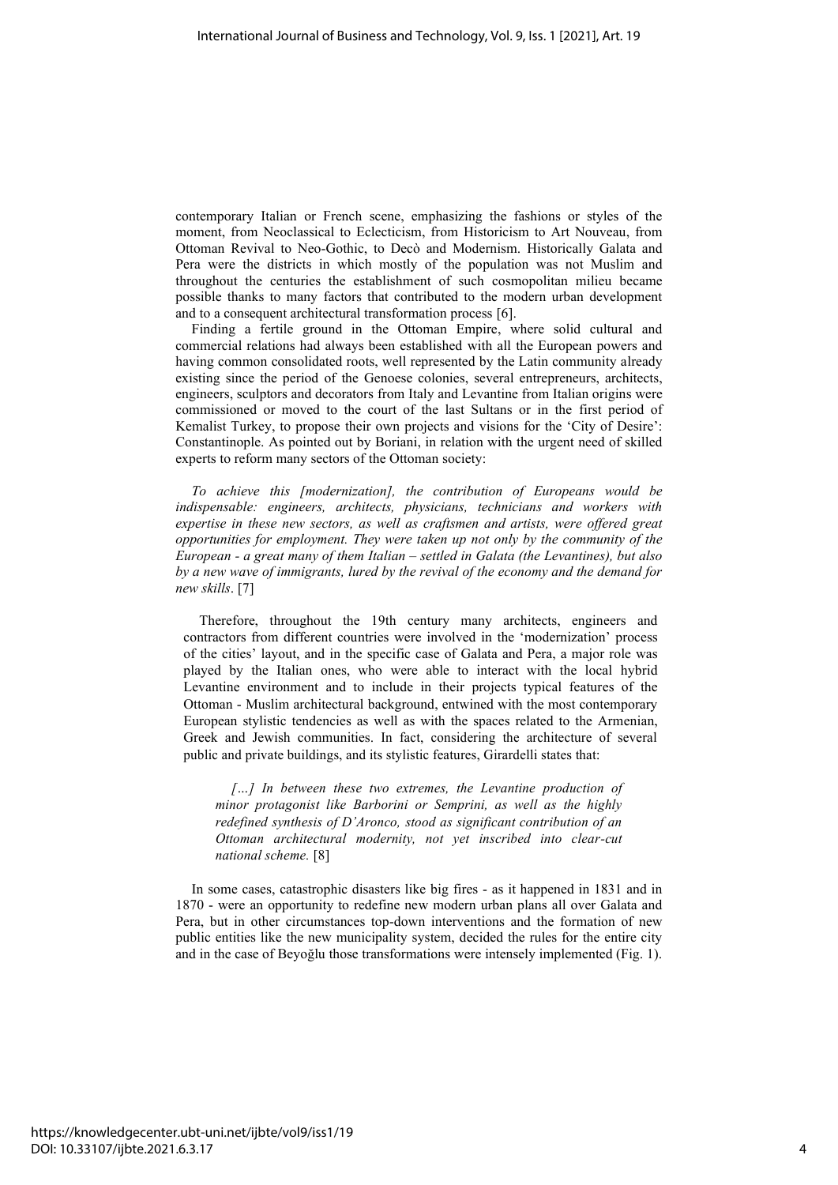contemporary Italian or French scene, emphasizing the fashions or styles of the moment, from Neoclassical to Eclecticism, from Historicism to Art Nouveau, from Ottoman Revival to Neo-Gothic, to Decò and Modernism. Historically Galata and Pera were the districts in which mostly of the population was not Muslim and throughout the centuries the establishment of such cosmopolitan milieu became possible thanks to many factors that contributed to the modern urban development and to a consequent architectural transformation process [6].

Finding a fertile ground in the Ottoman Empire, where solid cultural and commercial relations had always been established with all the European powers and having common consolidated roots, well represented by the Latin community already existing since the period of the Genoese colonies, several entrepreneurs, architects, engineers, sculptors and decorators from Italy and Levantine from Italian origins were commissioned or moved to the court of the last Sultans or in the first period of Kemalist Turkey, to propose their own projects and visions for the 'City of Desire': Constantinople. As pointed out by Boriani, in relation with the urgent need of skilled experts to reform many sectors of the Ottoman society:

> *To achieve this [modernization], the contribution of Europeans would be indispensable: engineers, architects, physicians, technicians and workers with expertise in these new sectors, as well as craftsmen and artists, were offered great opportunities for employment. They were taken up not only by the community of the European - a great many of them Italian – settled in Galata (the Levantines), but also by a new wave of immigrants, lured by the revival of the economy and the demand for new skills*. [7]

Therefore, throughout the 19th century many architects, engineers and contractors from different countries were involved in the 'modernization' process of the cities' layout, and in the specific case of Galata and Pera, a major role was played by the Italian ones, who were able to interact with the local hybrid Levantine environment and to include in their projects typical features of the Ottoman - Muslim architectural background, entwined with the most contemporary European stylistic tendencies as well as with the spaces related to the Armenian, Greek and Jewish communities. In fact, considering the architecture of several public and private buildings, and its stylistic features, Girardelli states that:

> *[…] In between these two extremes, the Levantine production of minor protagonist like Barborini or Semprini, as well as the highly redefined synthesis of D'Aronco, stood as significant contribution of an Ottoman architectural modernity, not yet inscribed into clear-cut national scheme.* [8]

In some cases, catastrophic disasters like big fires - as it happened in 1831 and in 1870 - were an opportunity to redefine new modern urban plans all over Galata and Pera, but in other circumstances top-down interventions and the formation of new public entities like the new municipality system, decided the rules for the entire city and in the case of Beyoğlu those transformations were intensely implemented (Fig. 1).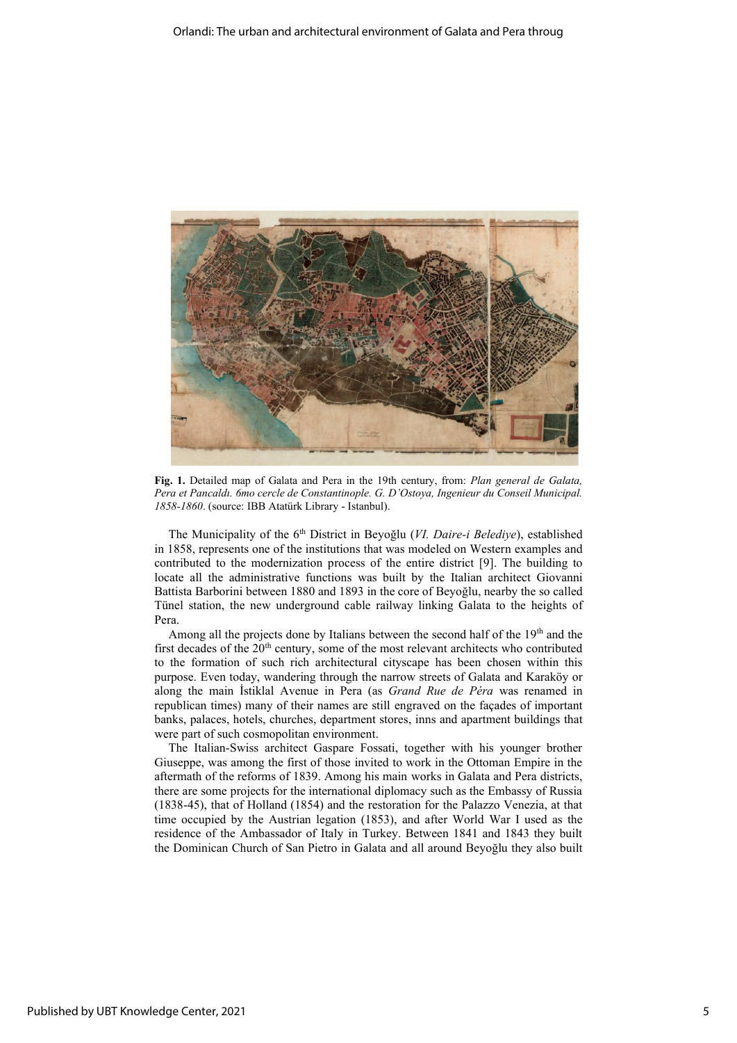**Fig. 1.** Detailed map of Galata and Pera in the 19th century, from: *Plan general de Galata, Pera et Pancaldı. 6mo cercle de Constantinople. G. D'Ostoya, Ingenieur du Conseil Municipal. 1858-1860*. (source: IBB Atatürk Library - Istanbul).

The Municipality of the 6th District in Beyoğlu (*VI. Daire-i Belediye*), established in 1858, represents one of the institutions that was modeled on Western examples and contributed to the modernization process of the entire district [9]. The building to locate all the administrative functions was built by the Italian architect Giovanni Battista Barborini between 1880 and 1893 in the core of Beyoğlu, nearby the so called Tünel station, the new underground cable railway linking Galata to the heights of Pera.

Among all the projects done by Italians between the second half of the 19th and the first decades of the 20th century, some of the most relevant architects who contributed to the formation of such rich architectural cityscape has been chosen within this purpose. Even today, wandering through the narrow streets of Galata and Karaköy or along the main İstiklal Avenue in Pera (as *Grand Rue de Péra* was renamed in republican times) many of their names are still engraved on the façades of important banks, palaces, hotels, churches, department stores, inns and apartment buildings that were part of such cosmopolitan environment.

The Italian-Swiss architect Gaspare Fossati, together with his younger brother Giuseppe, was among the first of those invited to work in the Ottoman Empire in the aftermath of the reforms of 1839. Among his main works in Galata and Pera districts, there are some projects for the international diplomacy such as the Embassy of Russia (1838-45), that of Holland (1854) and the restoration for the Palazzo Venezia, at that time occupied by the Austrian legation (1853), and after World War I used as the residence of the Ambassador of Italy in Turkey. Between 1841 and 1843 they built the Dominican Church of San Pietro in Galata and all around Beyoğlu they also built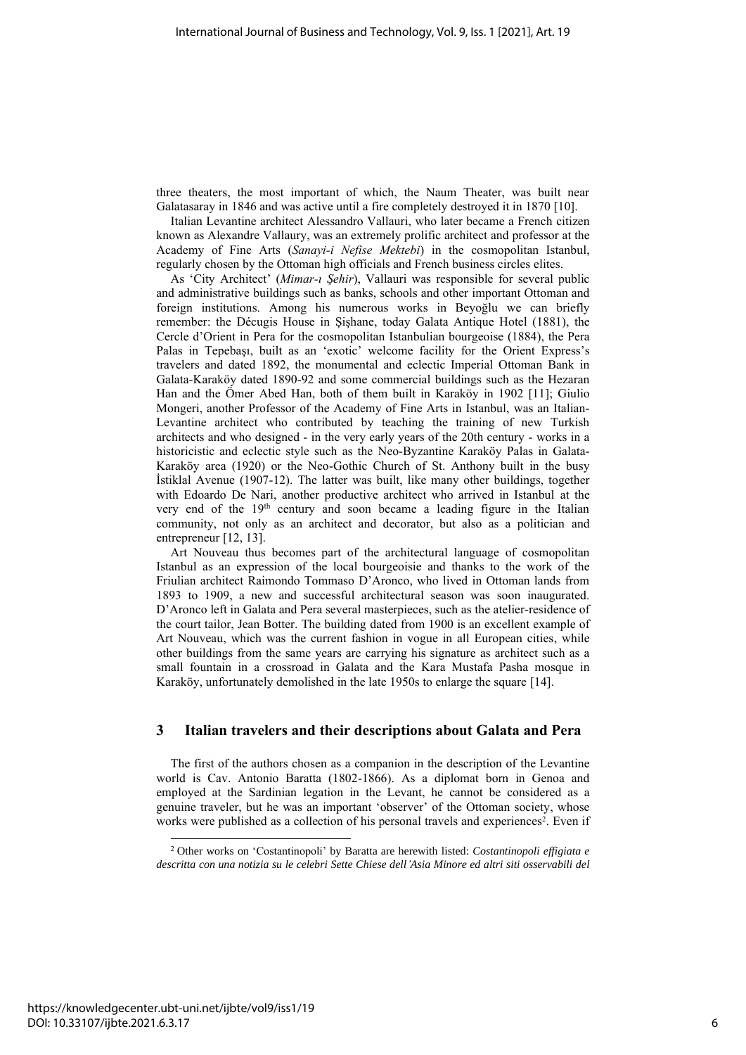three theaters, the most important of which, the Naum Theater, was built near Galatasaray in 1846 and was active until a fire completely destroyed it in 1870 [10].

Italian Levantine architect Alessandro Vallauri, who later became a French citizen known as Alexandre Vallaury, was an extremely prolific architect and professor at the Academy of Fine Arts (*Sanayi-i Nefise Mektebi*) in the cosmopolitan Istanbul, regularly chosen by the Ottoman high officials and French business circles elites.

As 'City Architect' (*Mimar-ı Şehir*), Vallauri was responsible for several public and administrative buildings such as banks, schools and other important Ottoman and foreign institutions. Among his numerous works in Beyoğlu we can briefly remember: the Décugis House in Şişhane, today Galata Antique Hotel (1881), the Cercle d'Orient in Pera for the cosmopolitan Istanbulian bourgeoise (1884), the Pera Palas in Tepebaşı, built as an 'exotic' welcome facility for the Orient Express's travelers and dated 1892, the monumental and eclectic Imperial Ottoman Bank in Galata-Karaköy dated 1890-92 and some commercial buildings such as the Hezaran Han and the Ömer Abed Han, both of them built in Karaköy in 1902 [11]; Giulio Mongeri, another Professor of the Academy of Fine Arts in Istanbul, was an Italian-Levantine architect who contributed by teaching the training of new Turkish architects and who designed - in the very early years of the 20th century - works in a historicistic and eclectic style such as the Neo-Byzantine Karaköy Palas in Galata-Karaköy area (1920) or the Neo-Gothic Church of St. Anthony built in the busy İstiklal Avenue (1907-12). The latter was built, like many other buildings, together with Edoardo De Nari, another productive architect who arrived in Istanbul at the very end of the 19th century and soon became a leading figure in the Italian community, not only as an architect and decorator, but also as a politician and entrepreneur [12, 13].

Art Nouveau thus becomes part of the architectural language of cosmopolitan Istanbul as an expression of the local bourgeoisie and thanks to the work of the Friulian architect Raimondo Tommaso D'Aronco, who lived in Ottoman lands from 1893 to 1909, a new and successful architectural season was soon inaugurated. D'Aronco left in Galata and Pera several masterpieces, such as the atelier-residence of the court tailor, Jean Botter. The building dated from 1900 is an excellent example of Art Nouveau, which was the current fashion in vogue in all European cities, while other buildings from the same years are carrying his signature as architect such as a small fountain in a crossroad in Galata and the Kara Mustafa Pasha mosque in Karaköy, unfortunately demolished in the late 1950s to enlarge the square [14].

## 3 Italian travelers and their descriptions about Galata and Pera

The first of the authors chosen as a companion in the description of the Levantine world is Cav. Antonio Baratta (1802-1866). As a diplomat born in Genoa and employed at the Sardinian legation in the Levant, he cannot be considered as a genuine traveler, but he was an important 'observer' of the Ottoman society, whose works were published as a collection of his personal travels and experiences[2]. Even if

[2] Other works on 'Costantinopoli' by Baratta are herewith listed: *Costantinopoli effigiata e descritta con una notizia su le celebri Sette Chiese dell'Asia Minore ed altri siti osservabili del*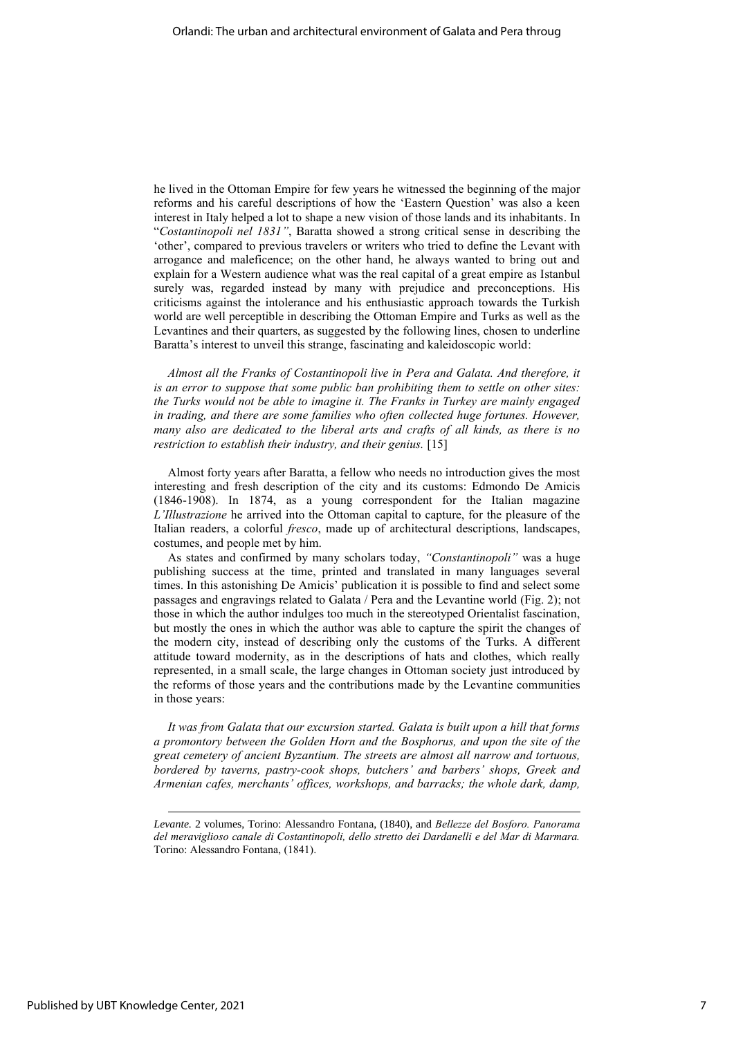he lived in the Ottoman Empire for few years he witnessed the beginning of the major reforms and his careful descriptions of how the 'Eastern Question' was also a keen interest in Italy helped a lot to shape a new vision of those lands and its inhabitants. In "*Costantinopoli nel 1831"*, Baratta showed a strong critical sense in describing the 'other', compared to previous travelers or writers who tried to define the Levant with arrogance and maleficence; on the other hand, he always wanted to bring out and explain for a Western audience what was the real capital of a great empire as Istanbul surely was, regarded instead by many with prejudice and preconceptions. His criticisms against the intolerance and his enthusiastic approach towards the Turkish world are well perceptible in describing the Ottoman Empire and Turks as well as the Levantines and their quarters, as suggested by the following lines, chosen to underline Baratta's interest to unveil this strange, fascinating and kaleidoscopic world:

*Almost all the Franks of Costantinopoli live in Pera and Galata. And therefore, it is an error to suppose that some public ban prohibiting them to settle on other sites: the Turks would not be able to imagine it. The Franks in Turkey are mainly engaged in trading, and there are some families who often collected huge fortunes. However, many also are dedicated to the liberal arts and crafts of all kinds, as there is no restriction to establish their industry, and their genius.* [15]

Almost forty years after Baratta, a fellow who needs no introduction gives the most interesting and fresh description of the city and its customs: Edmondo De Amicis (1846-1908). In 1874, as a young correspondent for the Italian magazine *L'Illustrazione* he arrived into the Ottoman capital to capture, for the pleasure of the Italian readers, a colorful *fresco*, made up of architectural descriptions, landscapes, costumes, and people met by him.

As states and confirmed by many scholars today, *"Constantinopoli"* was a huge publishing success at the time, printed and translated in many languages several times. In this astonishing De Amicis' publication it is possible to find and select some passages and engravings related to Galata / Pera and the Levantine world (Fig. 2); not those in which the author indulges too much in the stereotyped Orientalist fascination, but mostly the ones in which the author was able to capture the spirit the changes of the modern city, instead of describing only the customs of the Turks. A different attitude toward modernity, as in the descriptions of hats and clothes, which really represented, in a small scale, the large changes in Ottoman society just introduced by the reforms of those years and the contributions made by the Levantine communities in those years:

*It was from Galata that our excursion started. Galata is built upon a hill that forms a promontory between the Golden Horn and the Bosphorus, and upon the site of the great cemetery of ancient Byzantium. The streets are almost all narrow and tortuous, bordered by taverns, pastry-cook shops, butchers' and barbers' shops, Greek and Armenian cafes, merchants' offices, workshops, and barracks; the whole dark, damp,*

---

*Levante.* 2 volumes, Torino: Alessandro Fontana, (1840), and *Bellezze del Bosforo. Panorama del meraviglioso canale di Costantinopoli, dello stretto dei Dardanelli e del Mar di Marmara.* Torino: Alessandro Fontana, (1841).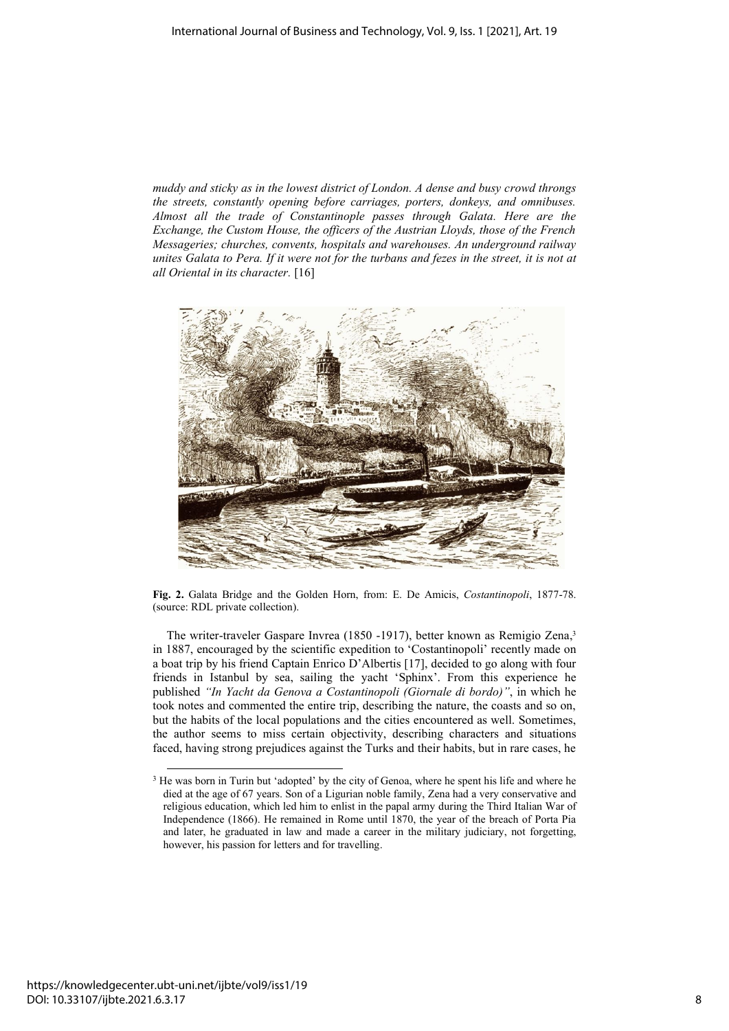*muddy and sticky as in the lowest district of London. A dense and busy crowd throngs the streets, constantly opening before carriages, porters, donkeys, and omnibuses. Almost all the trade of Constantinople passes through Galata. Here are the Exchange, the Custom House, the officers of the Austrian Lloyds, those of the French Messageries; churches, convents, hospitals and warehouses. An underground railway unites Galata to Pera. If it were not for the turbans and fezes in the street, it is not at all Oriental in its character.* [16]

**Fig. 2.** Galata Bridge and the Golden Horn, from: E. De Amicis, *Costantinopoli*, 1877-78. (source: RDL private collection).

The writer-traveler Gaspare Invrea (1850 -1917), better known as Remigio Zena,[3] in 1887, encouraged by the scientific expedition to 'Costantinopoli' recently made on a boat trip by his friend Captain Enrico D'Albertis [17], decided to go along with four friends in Istanbul by sea, sailing the yacht 'Sphinx'. From this experience he published *"In Yacht da Genova a Costantinopoli (Giornale di bordo)"*, in which he took notes and commented the entire trip, describing the nature, the coasts and so on, but the habits of the local populations and the cities encountered as well. Sometimes, the author seems to miss certain objectivity, describing characters and situations faced, having strong prejudices against the Turks and their habits, but in rare cases, he

[3] He was born in Turin but 'adopted' by the city of Genoa, where he spent his life and where he died at the age of 67 years. Son of a Ligurian noble family, Zena had a very conservative and religious education, which led him to enlist in the papal army during the Third Italian War of Independence (1866). He remained in Rome until 1870, the year of the breach of Porta Pia and later, he graduated in law and made a career in the military judiciary, not forgetting, however, his passion for letters and for travelling.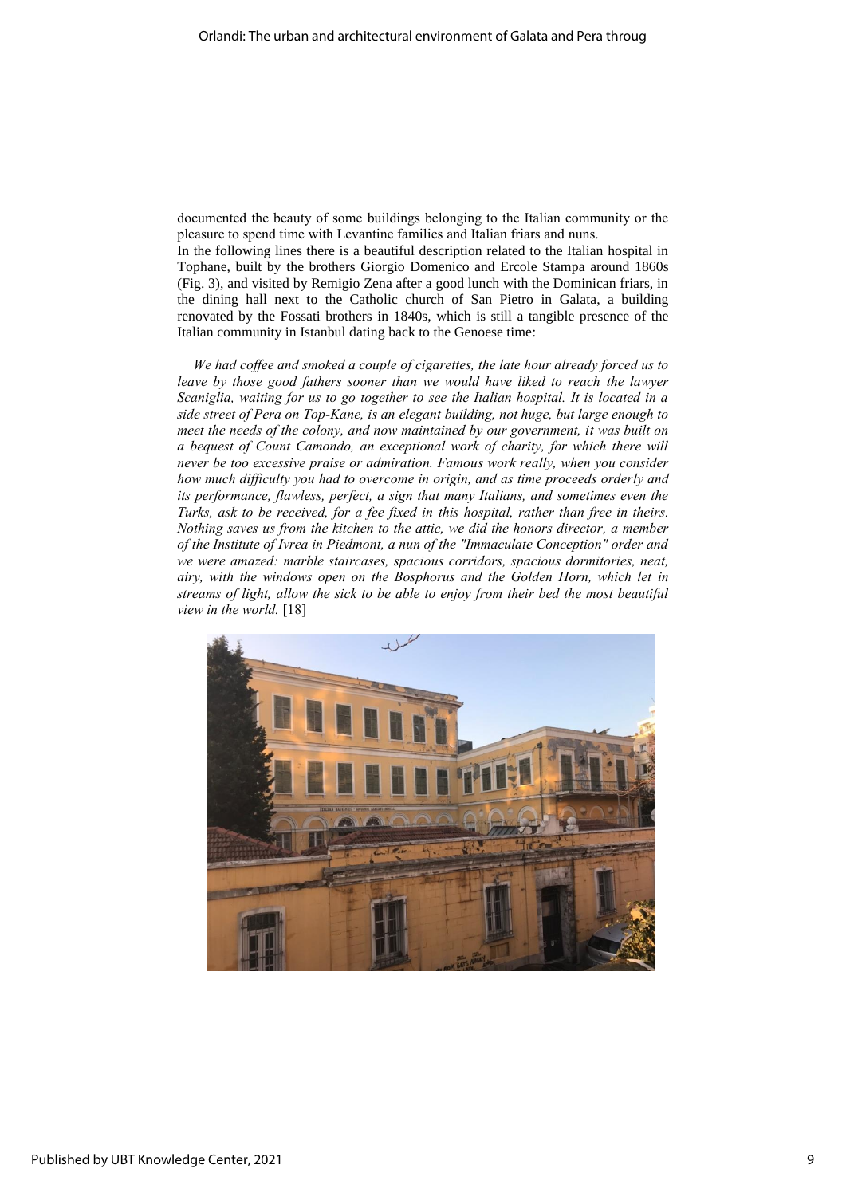documented the beauty of some buildings belonging to the Italian community or the pleasure to spend time with Levantine families and Italian friars and nuns.
In the following lines there is a beautiful description related to the Italian hospital in Tophane, built by the brothers Giorgio Domenico and Ercole Stampa around 1860s (Fig. 3), and visited by Remigio Zena after a good lunch with the Dominican friars, in the dining hall next to the Catholic church of San Pietro in Galata, a building renovated by the Fossati brothers in 1840s, which is still a tangible presence of the Italian community in Istanbul dating back to the Genoese time:

*We had coffee and smoked a couple of cigarettes, the late hour already forced us to leave by those good fathers sooner than we would have liked to reach the lawyer Scaniglia, waiting for us to go together to see the Italian hospital. It is located in a side street of Pera on Top-Kane, is an elegant building, not huge, but large enough to meet the needs of the colony, and now maintained by our government, it was built on a bequest of Count Camondo, an exceptional work of charity, for which there will never be too excessive praise or admiration. Famous work really, when you consider how much difficulty you had to overcome in origin, and as time proceeds orderly and its performance, flawless, perfect, a sign that many Italians, and sometimes even the Turks, ask to be received, for a fee fixed in this hospital, rather than free in theirs. Nothing saves us from the kitchen to the attic, we did the honors director, a member of the Institute of Ivrea in Piedmont, a nun of the "Immaculate Conception" order and we were amazed: marble staircases, spacious corridors, spacious dormitories, neat, airy, with the windows open on the Bosphorus and the Golden Horn, which let in streams of light, allow the sick to be able to enjoy from their bed the most beautiful view in the world.* [18]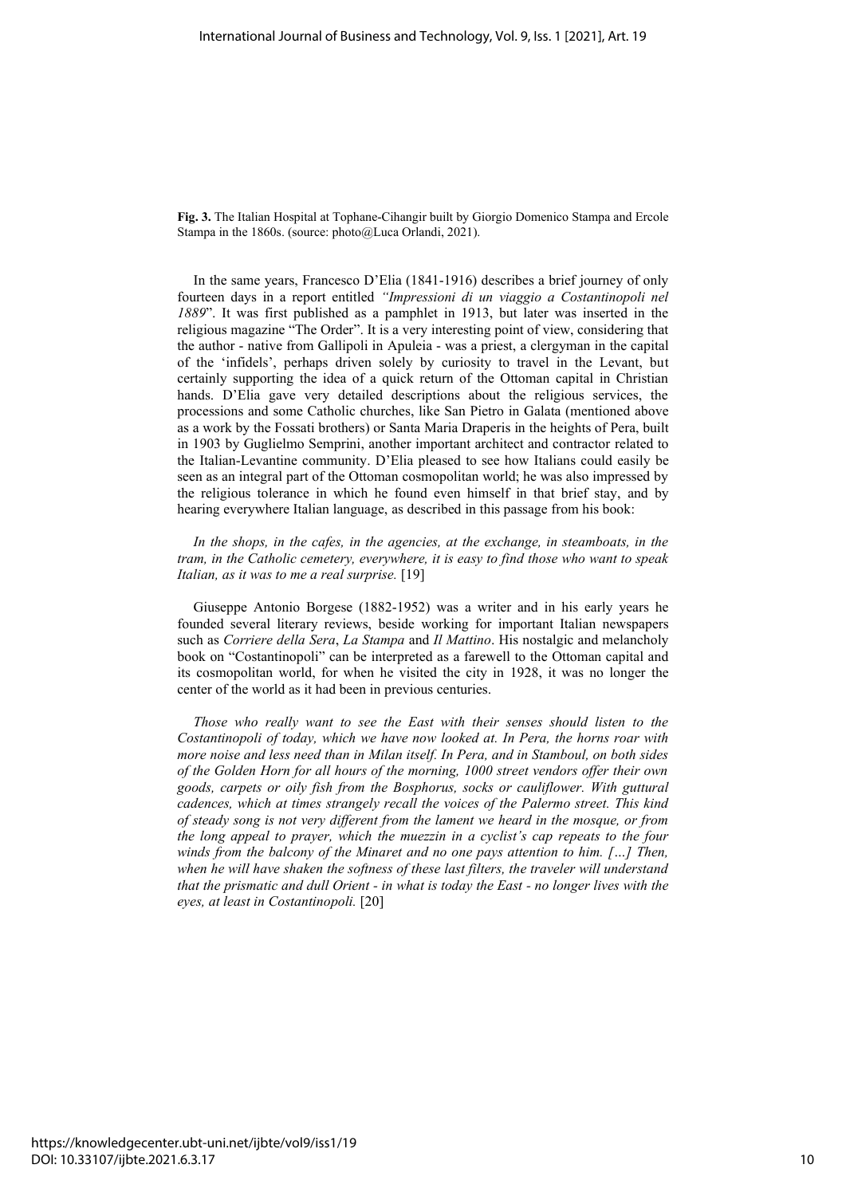**Fig. 3.** The Italian Hospital at Tophane-Cihangir built by Giorgio Domenico Stampa and Ercole Stampa in the 1860s. (source: photo@Luca Orlandi, 2021).

In the same years, Francesco D'Elia (1841-1916) describes a brief journey of only fourteen days in a report entitled *"Impressioni di un viaggio a Costantinopoli nel 1889*". It was first published as a pamphlet in 1913, but later was inserted in the religious magazine "The Order". It is a very interesting point of view, considering that the author - native from Gallipoli in Apuleia - was a priest, a clergyman in the capital of the 'infidels', perhaps driven solely by curiosity to travel in the Levant, but certainly supporting the idea of a quick return of the Ottoman capital in Christian hands. D'Elia gave very detailed descriptions about the religious services, the processions and some Catholic churches, like San Pietro in Galata (mentioned above as a work by the Fossati brothers) or Santa Maria Draperis in the heights of Pera, built in 1903 by Guglielmo Semprini, another important architect and contractor related to the Italian-Levantine community. D'Elia pleased to see how Italians could easily be seen as an integral part of the Ottoman cosmopolitan world; he was also impressed by the religious tolerance in which he found even himself in that brief stay, and by hearing everywhere Italian language, as described in this passage from his book:

*In the shops, in the cafes, in the agencies, at the exchange, in steamboats, in the tram, in the Catholic cemetery, everywhere, it is easy to find those who want to speak Italian, as it was to me a real surprise.* [19]

Giuseppe Antonio Borgese (1882-1952) was a writer and in his early years he founded several literary reviews, beside working for important Italian newspapers such as *Corriere della Sera*, *La Stampa* and *Il Mattino*. His nostalgic and melancholy book on "Costantinopoli" can be interpreted as a farewell to the Ottoman capital and its cosmopolitan world, for when he visited the city in 1928, it was no longer the center of the world as it had been in previous centuries.

*Those who really want to see the East with their senses should listen to the Costantinopoli of today, which we have now looked at. In Pera, the horns roar with more noise and less need than in Milan itself. In Pera, and in Stamboul, on both sides of the Golden Horn for all hours of the morning, 1000 street vendors offer their own goods, carpets or oily fish from the Bosphorus, socks or cauliflower. With guttural cadences, which at times strangely recall the voices of the Palermo street. This kind of steady song is not very different from the lament we heard in the mosque, or from the long appeal to prayer, which the muezzin in a cyclist's cap repeats to the four winds from the balcony of the Minaret and no one pays attention to him. […] Then, when he will have shaken the softness of these last filters, the traveler will understand that the prismatic and dull Orient - in what is today the East - no longer lives with the eyes, at least in Costantinopoli.* [20]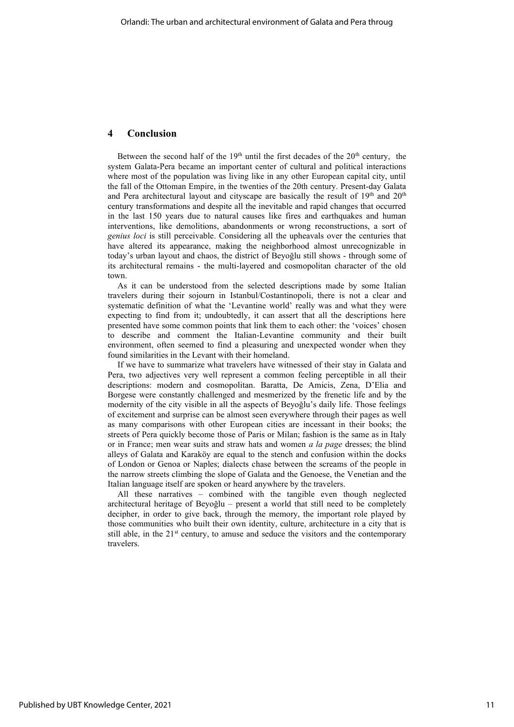## 4 Conclusion

Between the second half of the 19th until the first decades of the 20th century, the system Galata-Pera became an important center of cultural and political interactions where most of the population was living like in any other European capital city, until the fall of the Ottoman Empire, in the twenties of the 20th century. Present-day Galata and Pera architectural layout and cityscape are basically the result of 19th and 20th century transformations and despite all the inevitable and rapid changes that occurred in the last 150 years due to natural causes like fires and earthquakes and human interventions, like demolitions, abandonments or wrong reconstructions, a sort of *genius loci* is still perceivable. Considering all the upheavals over the centuries that have altered its appearance, making the neighborhood almost unrecognizable in today's urban layout and chaos, the district of Beyoğlu still shows - through some of its architectural remains - the multi-layered and cosmopolitan character of the old town.

As it can be understood from the selected descriptions made by some Italian travelers during their sojourn in Istanbul/Costantinopoli, there is not a clear and systematic definition of what the 'Levantine world' really was and what they were expecting to find from it; undoubtedly, it can assert that all the descriptions here presented have some common points that link them to each other: the 'voices' chosen to describe and comment the Italian-Levantine community and their built environment, often seemed to find a pleasuring and unexpected wonder when they found similarities in the Levant with their homeland.

If we have to summarize what travelers have witnessed of their stay in Galata and Pera, two adjectives very well represent a common feeling perceptible in all their descriptions: modern and cosmopolitan. Baratta, De Amicis, Zena, D'Elia and Borgese were constantly challenged and mesmerized by the frenetic life and by the modernity of the city visible in all the aspects of Beyoğlu's daily life. Those feelings of excitement and surprise can be almost seen everywhere through their pages as well as many comparisons with other European cities are incessant in their books; the streets of Pera quickly become those of Paris or Milan; fashion is the same as in Italy or in France; men wear suits and straw hats and women *a la page* dresses; the blind alleys of Galata and Karaköy are equal to the stench and confusion within the docks of London or Genoa or Naples; dialects chase between the screams of the people in the narrow streets climbing the slope of Galata and the Genoese, the Venetian and the Italian language itself are spoken or heard anywhere by the travelers.

All these narratives – combined with the tangible even though neglected architectural heritage of Beyoğlu – present a world that still need to be completely decipher, in order to give back, through the memory, the important role played by those communities who built their own identity, culture, architecture in a city that is still able, in the 21st century, to amuse and seduce the visitors and the contemporary travelers.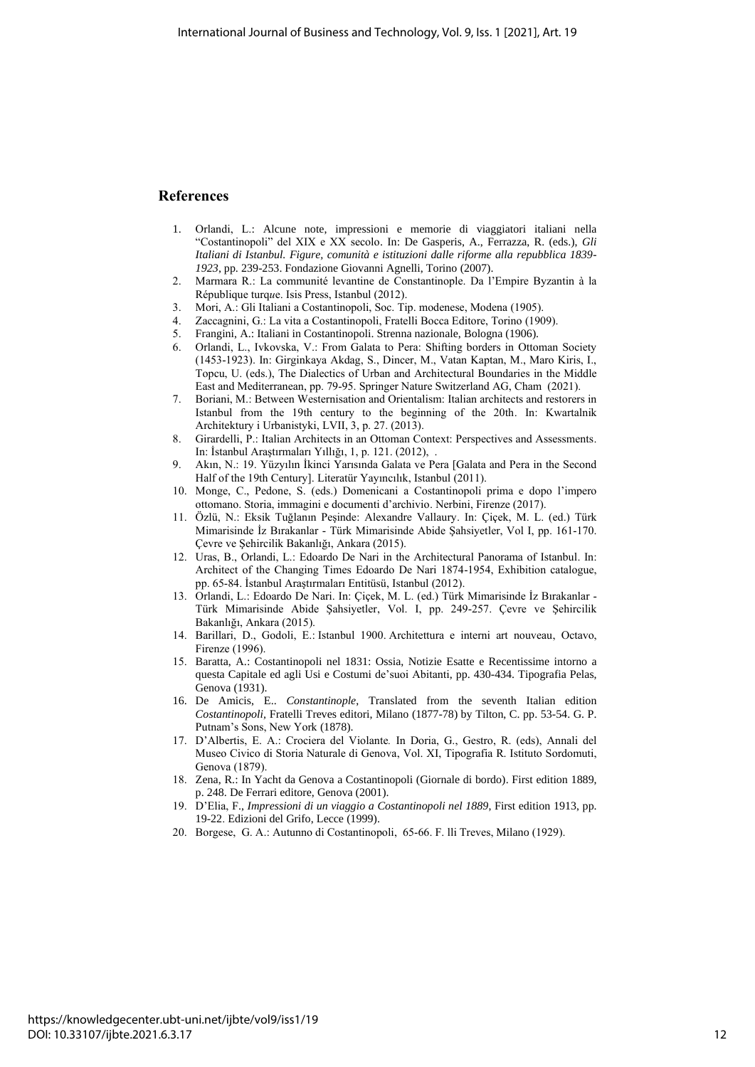## References

1. Orlandi, L.: Alcune note, impressioni e memorie di viaggiatori italiani nella "Costantinopoli" del XIX e XX secolo. In: De Gasperis, A., Ferrazza, R. (eds.), *Gli Italiani di Istanbul. Figure, comunità e istituzioni dalle riforme alla repubblica 1839-1923*, pp. 239-253. Fondazione Giovanni Agnelli, Torino (2007).
2. Marmara R.: La communité levantine de Constantinople. Da l'Empire Byzantin à la République turq*u*e. Isis Press, Istanbul (2012).
3. Mori, A.: Gli Italiani a Costantinopoli, Soc. Tip. modenese, Modena (1905).
4. Zaccagnini, G.: La vita a Costantinopoli, Fratelli Bocca Editore, Torino (1909).
5. Frangini, A.: Italiani in Costantinopoli. Strenna nazionale, Bologna (1906).
6. Orlandi, L., Ivkovska, V.: From Galata to Pera: Shifting borders in Ottoman Society (1453-1923). In: Girginkaya Akdag, S., Dincer, M., Vatan Kaptan, M., Maro Kiris, I., Topcu, U. (eds.), The Dialectics of Urban and Architectural Boundaries in the Middle East and Mediterranean, pp. 79-95. Springer Nature Switzerland AG, Cham (2021).
7. Boriani, M.: Between Westernisation and Orientalism: Italian architects and restorers in Istanbul from the 19th century to the beginning of the 20th. In: Kwartalnik Architektury i Urbanistyki, LVII, 3, p. 27. (2013).
8. Girardelli, P.: Italian Architects in an Ottoman Context: Perspectives and Assessments. In: İstanbul Araştırmaları Yıllığı, 1, p. 121. (2012), .
9. Akın, N.: 19. Yüzyılın İkinci Yarısında Galata ve Pera [Galata and Pera in the Second Half of the 19th Century]. Literatür Yayıncılık, Istanbul (2011).
10. Monge, C., Pedone, S. (eds.) Domenicani a Costantinopoli prima e dopo l'impero ottomano. Storia, immagini e documenti d'archivio. Nerbini, Firenze (2017).
11. Özlü, N.: Eksik Tuğlanın Peşinde: Alexandre Vallaury. In: Çiçek, M. L. (ed.) Türk Mimarisinde İz Bırakanlar - Türk Mimarisinde Abide Şahsiyetler, Vol I, pp. 161-170. Çevre ve Şehircilik Bakanlığı, Ankara (2015).
12. Uras, B., Orlandi, L.: Edoardo De Nari in the Architectural Panorama of Istanbul. In: Architect of the Changing Times Edoardo De Nari 1874-1954, Exhibition catalogue, pp. 65-84. İstanbul Araştırmaları Entitüsü, Istanbul (2012).
13. Orlandi, L.: Edoardo De Nari. In: Çiçek, M. L. (ed.) Türk Mimarisinde İz Bırakanlar - Türk Mimarisinde Abide Şahsiyetler, Vol. I, pp. 249-257. Çevre ve Şehircilik Bakanlığı, Ankara (2015).
14. Barillari, D., Godoli, E.: Istanbul 1900. Architettura e interni art nouveau, Octavo, Firenze (1996).
15. Baratta, A.: Costantinopoli nel 1831: Ossia, Notizie Esatte e Recentissime intorno a questa Capitale ed agli Usi e Costumi de'suoi Abitanti, pp. 430-434. Tipografia Pelas, Genova (1931).
16. De Amicis, E.. *Constantinople*, Translated from the seventh Italian edition *Costantinopoli*, Fratelli Treves editori, Milano (1877-78) by Tilton, C. pp. 53-54. G. P. Putnam's Sons, New York (1878).
17. D'Albertis, E. A.: Crociera del Violante. In Doria, G., Gestro, R. (eds), Annali del Museo Civico di Storia Naturale di Genova, Vol. XI, Tipografia R. Istituto Sordomuti, Genova (1879).
18. Zena, R.: In Yacht da Genova a Costantinopoli (Giornale di bordo). First edition 1889, p. 248. De Ferrari editore, Genova (2001).
19. D'Elia, F., *Impressioni di un viaggio a Costantinopoli nel 1889*, First edition 1913, pp. 19-22. Edizioni del Grifo, Lecce (1999).
20. Borgese, G. A.: Autunno di Costantinopoli, 65-66. F. lli Treves, Milano (1929).